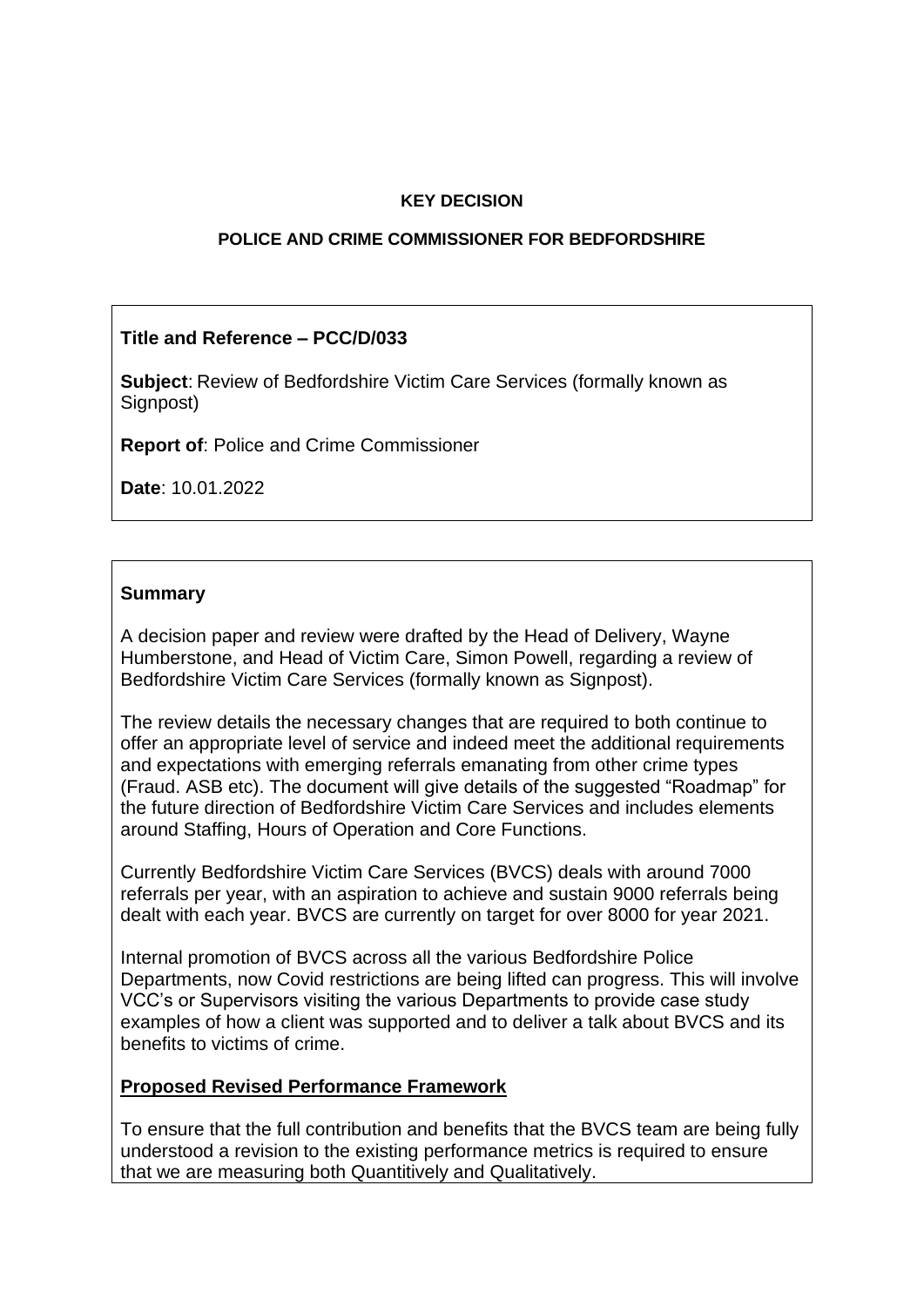**KEY DECISION**

**POLICE AND CRIME COMMISSIONER FOR BEDFORDSHIRE**

**Title and Reference – PCC/D/033**

**Subject**: Review of Bedfordshire Victim Care Services (formally known as Signpost)

**Report of**: Police and Crime Commissioner

**Date**: 10.01.2022

**Summary**

A decision paper and review were drafted by the Head of Delivery, Wayne Humberstone, and Head of Victim Care, Simon Powell, regarding a review of Bedfordshire Victim Care Services (formally known as Signpost).

The review details the necessary changes that are required to both continue to offer an appropriate level of service and indeed meet the additional requirements and expectations with emerging referrals emanating from other crime types (Fraud. ASB etc). The document will give details of the suggested "Roadmap" for the future direction of Bedfordshire Victim Care Services and includes elements around Staffing, Hours of Operation and Core Functions.

Currently Bedfordshire Victim Care Services (BVCS) deals with around 7000 referrals per year, with an aspiration to achieve and sustain 9000 referrals being dealt with each year. BVCS are currently on target for over 8000 for year 2021.

Internal promotion of BVCS across all the various Bedfordshire Police Departments, now Covid restrictions are being lifted can progress. This will involve VCC's or Supervisors visiting the various Departments to provide case study examples of how a client was supported and to deliver a talk about BVCS and its benefits to victims of crime.

**Proposed Revised Performance Framework**

To ensure that the full contribution and benefits that the BVCS team are being fully understood a revision to the existing performance metrics is required to ensure that we are measuring both Quantitively and Qualitatively.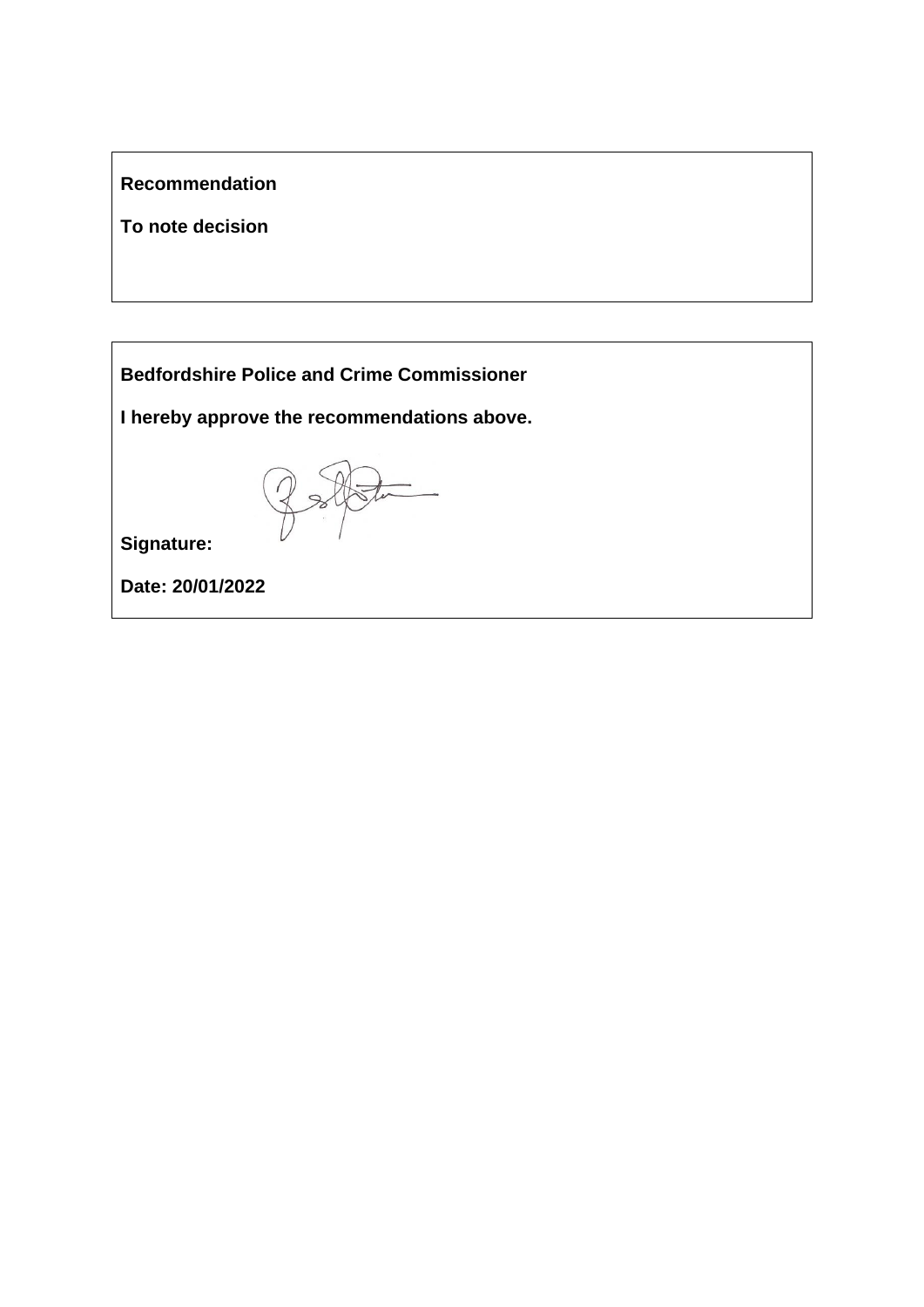**Recommendation**

**To note decision**

**Bedfordshire Police and Crime Commissioner**

**I hereby approve the recommendations above.**

**Signature:**

**Date: 20/01/2022**